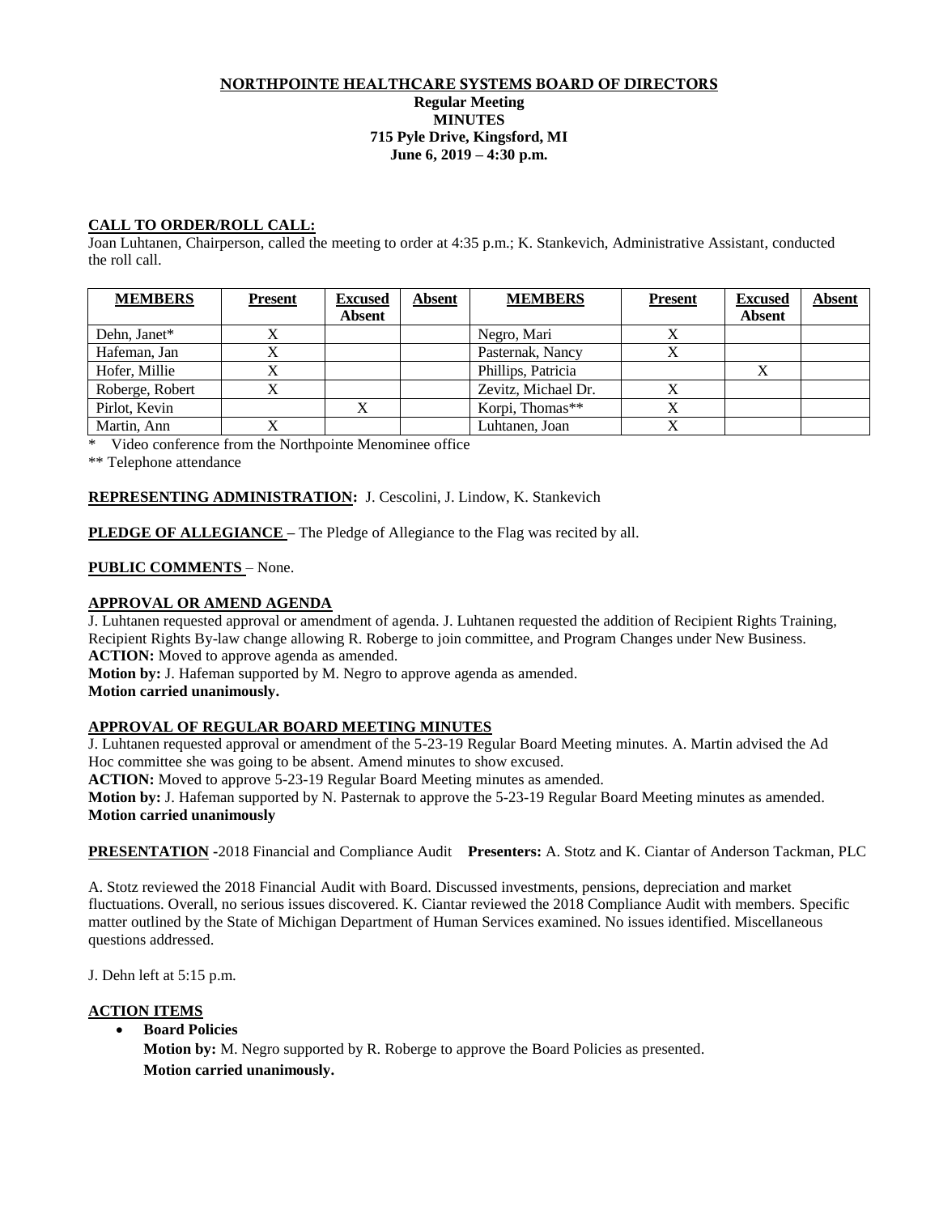# NORTHPOINTE HEALTHCARE SYSTEMS BOARD OF DIRECTORS

**Regular Meeting**
**MINUTES**
**715 Pyle Drive, Kingsford, MI**
**June 6, 2019 – 4:30 p.m.**

## CALL TO ORDER/ROLL CALL:

Joan Luhtanen, Chairperson, called the meeting to order at 4:35 p.m.; K. Stankevich, Administrative Assistant, conducted the roll call.

| MEMBERS | Present | Excused Absent | Absent | MEMBERS | Present | Excused Absent | Absent |
|---|---|---|---|---|---|---|---|
| Dehn, Janet* | X | | | Negro, Mari | X | | |
| Hafeman, Jan | X | | | Pasternak, Nancy | X | | |
| Hofer, Millie | X | | | Phillips, Patricia | | X | |
| Roberge, Robert | X | | | Zevitz, Michael Dr. | X | | |
| Pirlot, Kevin | | X | | Korpi, Thomas** | X | | |
| Martin, Ann | X | | | Luhtanen, Joan | X | | |

\* Video conference from the Northpointe Menominee office

** Telephone attendance

**REPRESENTING ADMINISTRATION:** J. Cescolini, J. Lindow, K. Stankevich

**PLEDGE OF ALLEGIANCE –** The Pledge of Allegiance to the Flag was recited by all.

**PUBLIC COMMENTS** – None.

## APPROVAL OR AMEND AGENDA

J. Luhtanen requested approval or amendment of agenda. J. Luhtanen requested the addition of Recipient Rights Training, Recipient Rights By-law change allowing R. Roberge to join committee, and Program Changes under New Business.

**ACTION:** Moved to approve agenda as amended.

**Motion by:** J. Hafeman supported by M. Negro to approve agenda as amended.

**Motion carried unanimously.**

## APPROVAL OF REGULAR BOARD MEETING MINUTES

J. Luhtanen requested approval or amendment of the 5-23-19 Regular Board Meeting minutes. A. Martin advised the Ad Hoc committee she was going to be absent. Amend minutes to show excused.

**ACTION:** Moved to approve 5-23-19 Regular Board Meeting minutes as amended.

**Motion by:** J. Hafeman supported by N. Pasternak to approve the 5-23-19 Regular Board Meeting minutes as amended.

**Motion carried unanimously**

**PRESENTATION -**2018 Financial and Compliance Audit **Presenters:** A. Stotz and K. Ciantar of Anderson Tackman, PLC

A. Stotz reviewed the 2018 Financial Audit with Board. Discussed investments, pensions, depreciation and market fluctuations. Overall, no serious issues discovered. K. Ciantar reviewed the 2018 Compliance Audit with members. Specific matter outlined by the State of Michigan Department of Human Services examined. No issues identified. Miscellaneous questions addressed.

J. Dehn left at 5:15 p.m.

## ACTION ITEMS

- **Board Policies**

  **Motion by:** M. Negro supported by R. Roberge to approve the Board Policies as presented.

  **Motion carried unanimously.**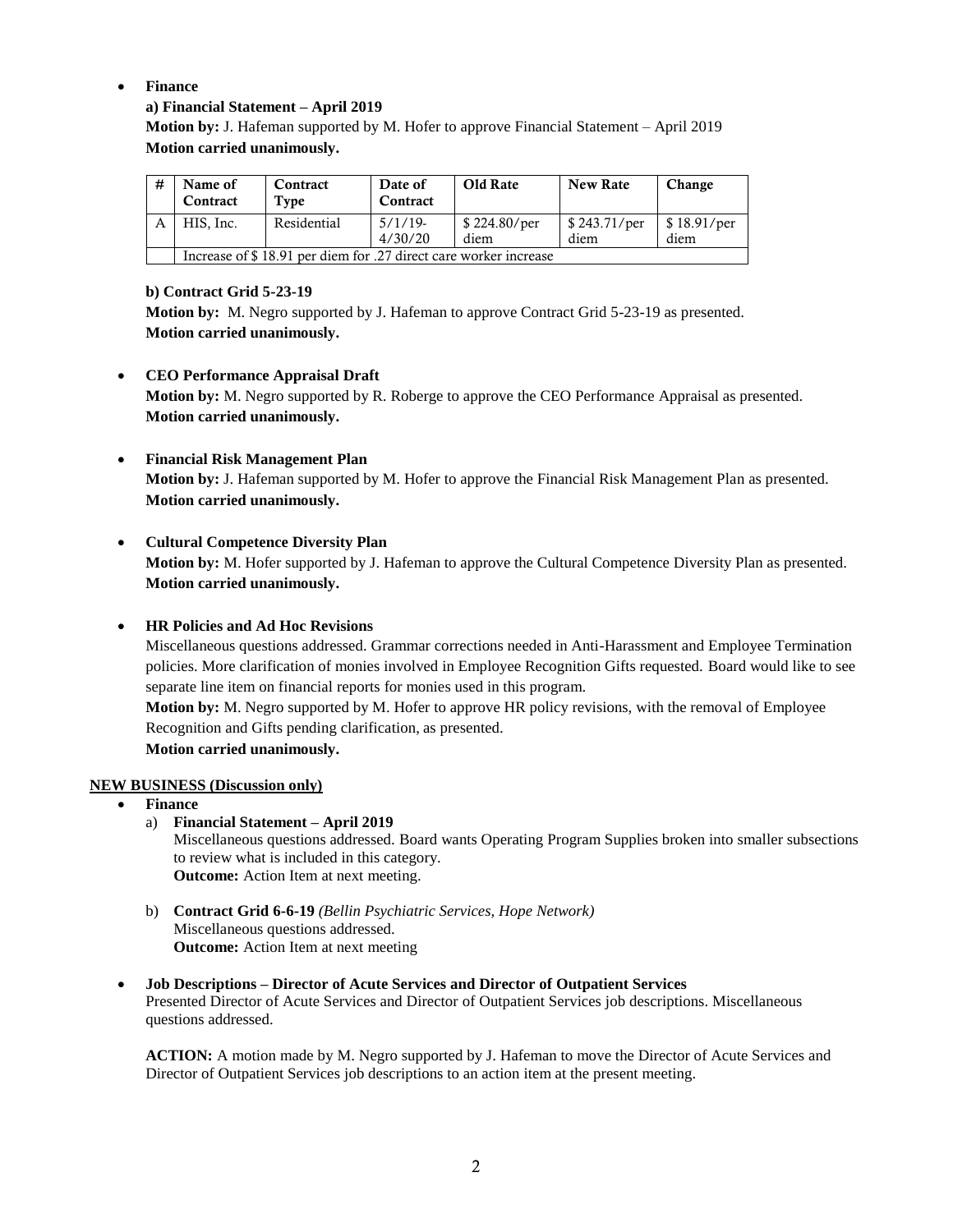- **Finance**

  **a) Financial Statement – April 2019**

  **Motion by:** J. Hafeman supported by M. Hofer to approve Financial Statement – April 2019

  **Motion carried unanimously.**

| # | Name of Contract | Contract Type | Date of Contract | Old Rate | New Rate | Change |
|---|---|---|---|---|---|---|
| A | HIS, Inc. | Residential | 5/1/19-4/30/20 | $ 224.80/per diem | $ 243.71/per diem | $ 18.91/per diem |
| | Increase of $ 18.91 per diem for .27 direct care worker increase | | | | | |

  **b) Contract Grid 5-23-19**

  **Motion by:** M. Negro supported by J. Hafeman to approve Contract Grid 5-23-19 as presented.

  **Motion carried unanimously.**

- **CEO Performance Appraisal Draft**

  **Motion by:** M. Negro supported by R. Roberge to approve the CEO Performance Appraisal as presented.

  **Motion carried unanimously.**

- **Financial Risk Management Plan**

  **Motion by:** J. Hafeman supported by M. Hofer to approve the Financial Risk Management Plan as presented.

  **Motion carried unanimously.**

- **Cultural Competence Diversity Plan**

  **Motion by:** M. Hofer supported by J. Hafeman to approve the Cultural Competence Diversity Plan as presented.

  **Motion carried unanimously.**

- **HR Policies and Ad Hoc Revisions**

  Miscellaneous questions addressed. Grammar corrections needed in Anti-Harassment and Employee Termination policies. More clarification of monies involved in Employee Recognition Gifts requested. Board would like to see separate line item on financial reports for monies used in this program.

  **Motion by:** M. Negro supported by M. Hofer to approve HR policy revisions, with the removal of Employee Recognition and Gifts pending clarification, as presented.

  **Motion carried unanimously.**

**NEW BUSINESS (Discussion only)**

- **Finance**
  a) **Financial Statement – April 2019**

     Miscellaneous questions addressed. Board wants Operating Program Supplies broken into smaller subsections to review what is included in this category.

     **Outcome:** Action Item at next meeting.

  b) **Contract Grid 6-6-19** *(Bellin Psychiatric Services, Hope Network)*

     Miscellaneous questions addressed.

     **Outcome:** Action Item at next meeting

- **Job Descriptions – Director of Acute Services and Director of Outpatient Services**

  Presented Director of Acute Services and Director of Outpatient Services job descriptions. Miscellaneous questions addressed.

  **ACTION:** A motion made by M. Negro supported by J. Hafeman to move the Director of Acute Services and Director of Outpatient Services job descriptions to an action item at the present meeting.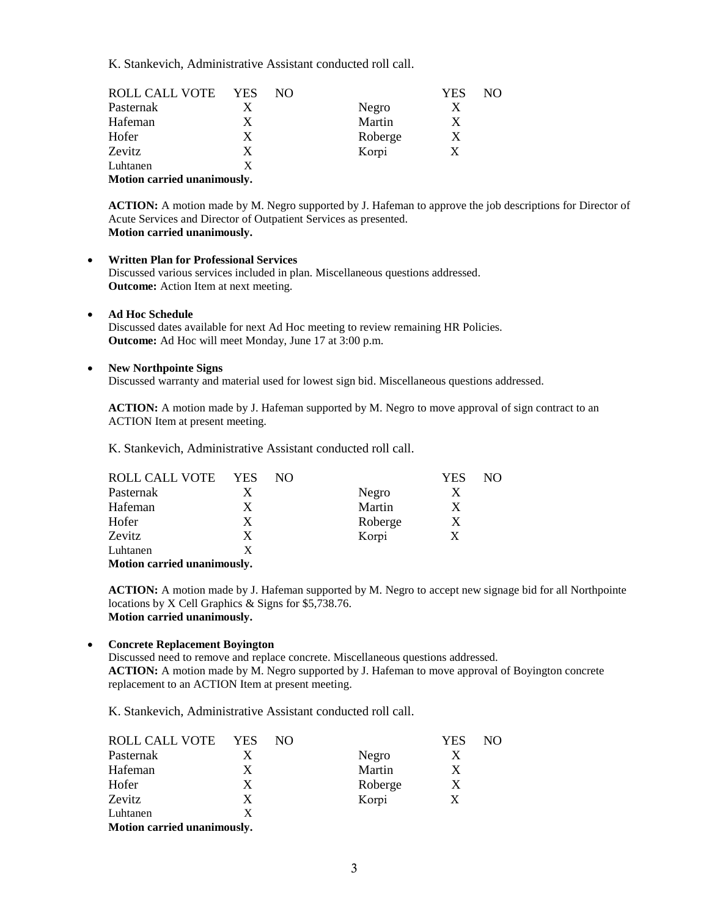K. Stankevich, Administrative Assistant conducted roll call.

| ROLL CALL VOTE | YES | NO | | YES | NO |
|---|---|---|---|---|---|
| Pasternak | X | | Negro | X | |
| Hafeman | X | | Martin | X | |
| Hofer | X | | Roberge | X | |
| Zevitz | X | | Korpi | X | |
| Luhtanen | X | | | | |

**Motion carried unanimously.**

**ACTION:** A motion made by M. Negro supported by J. Hafeman to approve the job descriptions for Director of Acute Services and Director of Outpatient Services as presented.
**Motion carried unanimously.**

- **Written Plan for Professional Services**
  Discussed various services included in plan. Miscellaneous questions addressed.
  **Outcome:** Action Item at next meeting.

- **Ad Hoc Schedule**
  Discussed dates available for next Ad Hoc meeting to review remaining HR Policies.
  **Outcome:** Ad Hoc will meet Monday, June 17 at 3:00 p.m.

- **New Northpointe Signs**
  Discussed warranty and material used for lowest sign bid. Miscellaneous questions addressed.

  **ACTION:** A motion made by J. Hafeman supported by M. Negro to move approval of sign contract to an ACTION Item at present meeting.

  K. Stankevich, Administrative Assistant conducted roll call.

| ROLL CALL VOTE | YES | NO | | YES | NO |
|---|---|---|---|---|---|
| Pasternak | X | | Negro | X | |
| Hafeman | X | | Martin | X | |
| Hofer | X | | Roberge | X | |
| Zevitz | X | | Korpi | X | |
| Luhtanen | X | | | | |

**Motion carried unanimously.**

**ACTION:** A motion made by J. Hafeman supported by M. Negro to accept new signage bid for all Northpointe locations by X Cell Graphics & Signs for $5,738.76.
**Motion carried unanimously.**

- **Concrete Replacement Boyington**
  Discussed need to remove and replace concrete. Miscellaneous questions addressed.
  **ACTION:** A motion made by M. Negro supported by J. Hafeman to move approval of Boyington concrete replacement to an ACTION Item at present meeting.

  K. Stankevich, Administrative Assistant conducted roll call.

| ROLL CALL VOTE | YES | NO | | YES | NO |
|---|---|---|---|---|---|
| Pasternak | X | | Negro | X | |
| Hafeman | X | | Martin | X | |
| Hofer | X | | Roberge | X | |
| Zevitz | X | | Korpi | X | |
| Luhtanen | X | | | | |

**Motion carried unanimously.**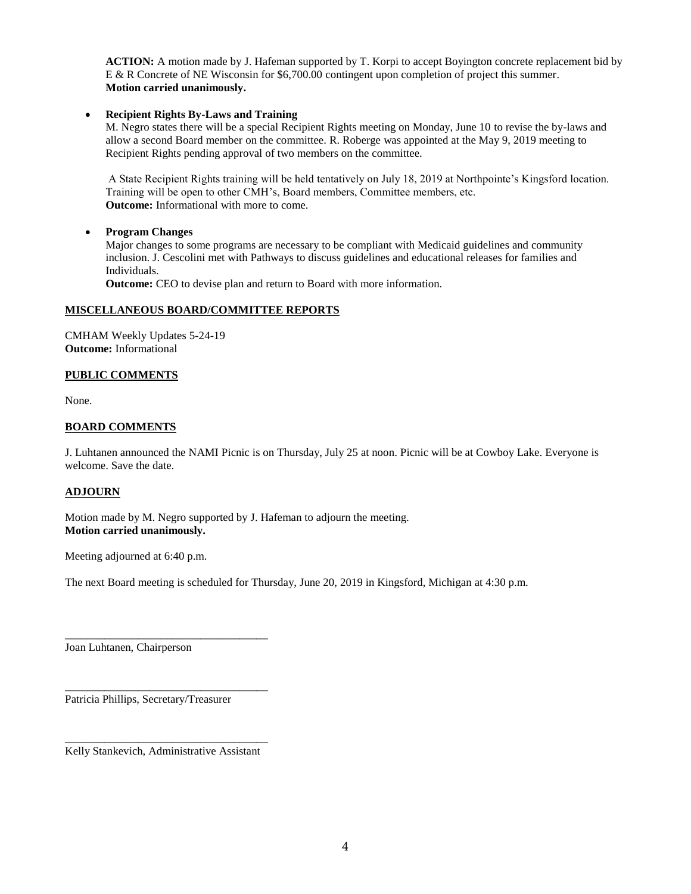**ACTION:** A motion made by J. Hafeman supported by T. Korpi to accept Boyington concrete replacement bid by E & R Concrete of NE Wisconsin for $6,700.00 contingent upon completion of project this summer.
**Motion carried unanimously.**

- **Recipient Rights By-Laws and Training**

  M. Negro states there will be a special Recipient Rights meeting on Monday, June 10 to revise the by-laws and allow a second Board member on the committee. R. Roberge was appointed at the May 9, 2019 meeting to Recipient Rights pending approval of two members on the committee.

  A State Recipient Rights training will be held tentatively on July 18, 2019 at Northpointe's Kingsford location. Training will be open to other CMH's, Board members, Committee members, etc.
  **Outcome:** Informational with more to come.

- **Program Changes**

  Major changes to some programs are necessary to be compliant with Medicaid guidelines and community inclusion. J. Cescolini met with Pathways to discuss guidelines and educational releases for families and Individuals.
  **Outcome:** CEO to devise plan and return to Board with more information.

## MISCELLANEOUS BOARD/COMMITTEE REPORTS

CMHAM Weekly Updates 5-24-19
**Outcome:** Informational

## PUBLIC COMMENTS

None.

## BOARD COMMENTS

J. Luhtanen announced the NAMI Picnic is on Thursday, July 25 at noon. Picnic will be at Cowboy Lake. Everyone is welcome. Save the date.

## ADJOURN

Motion made by M. Negro supported by J. Hafeman to adjourn the meeting.
**Motion carried unanimously.**

Meeting adjourned at 6:40 p.m.

The next Board meeting is scheduled for Thursday, June 20, 2019 in Kingsford, Michigan at 4:30 p.m.

\_\_\_\_\_\_\_\_\_\_\_\_\_\_\_\_\_\_\_\_\_\_\_\_\_\_\_\_\_\_\_\_\_\_\_\_
Joan Luhtanen, Chairperson

\_\_\_\_\_\_\_\_\_\_\_\_\_\_\_\_\_\_\_\_\_\_\_\_\_\_\_\_\_\_\_\_\_\_\_\_
Patricia Phillips, Secretary/Treasurer

\_\_\_\_\_\_\_\_\_\_\_\_\_\_\_\_\_\_\_\_\_\_\_\_\_\_\_\_\_\_\_\_\_\_\_\_
Kelly Stankevich, Administrative Assistant